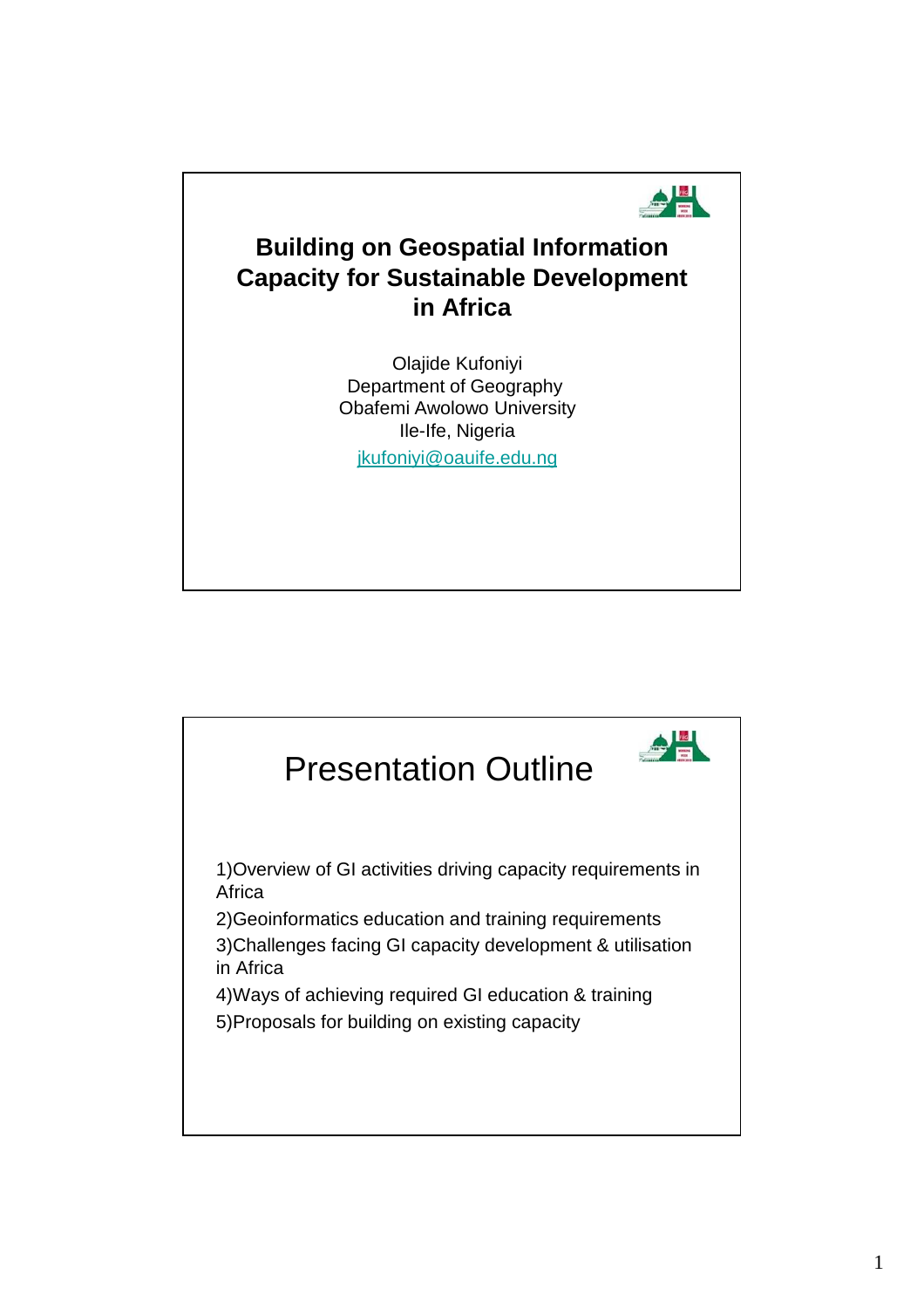# Building on Geospatial Information Capacity for Sustainable Development in Africa

Olajide Kufoniyi
Department of Geography
Obafemi Awolowo University
Ile-Ife, Nigeria
jkufoniyi@oauife.edu.ng

## Presentation Outline

1)Overview of GI activities driving capacity requirements in Africa

2)Geoinformatics education and training requirements

3)Challenges facing GI capacity development & utilisation in Africa

4)Ways of achieving required GI education & training

5)Proposals for building on existing capacity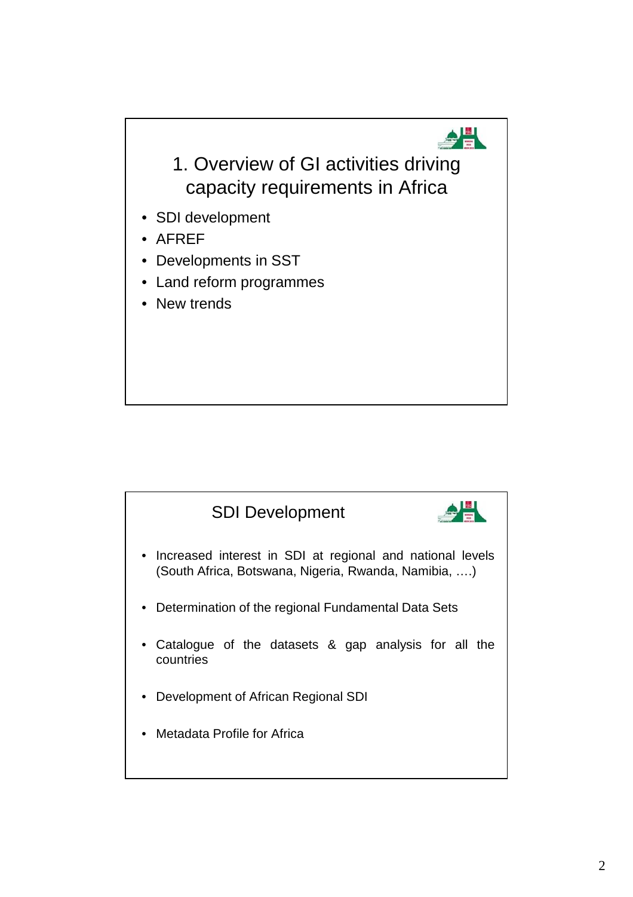## 1. Overview of GI activities driving capacity requirements in Africa

- SDI development
- AFREF
- Developments in SST
- Land reform programmes
- New trends

## SDI Development

- Increased interest in SDI at regional and national levels (South Africa, Botswana, Nigeria, Rwanda, Namibia, ….)
- Determination of the regional Fundamental Data Sets
- Catalogue of the datasets & gap analysis for all the countries
- Development of African Regional SDI
- Metadata Profile for Africa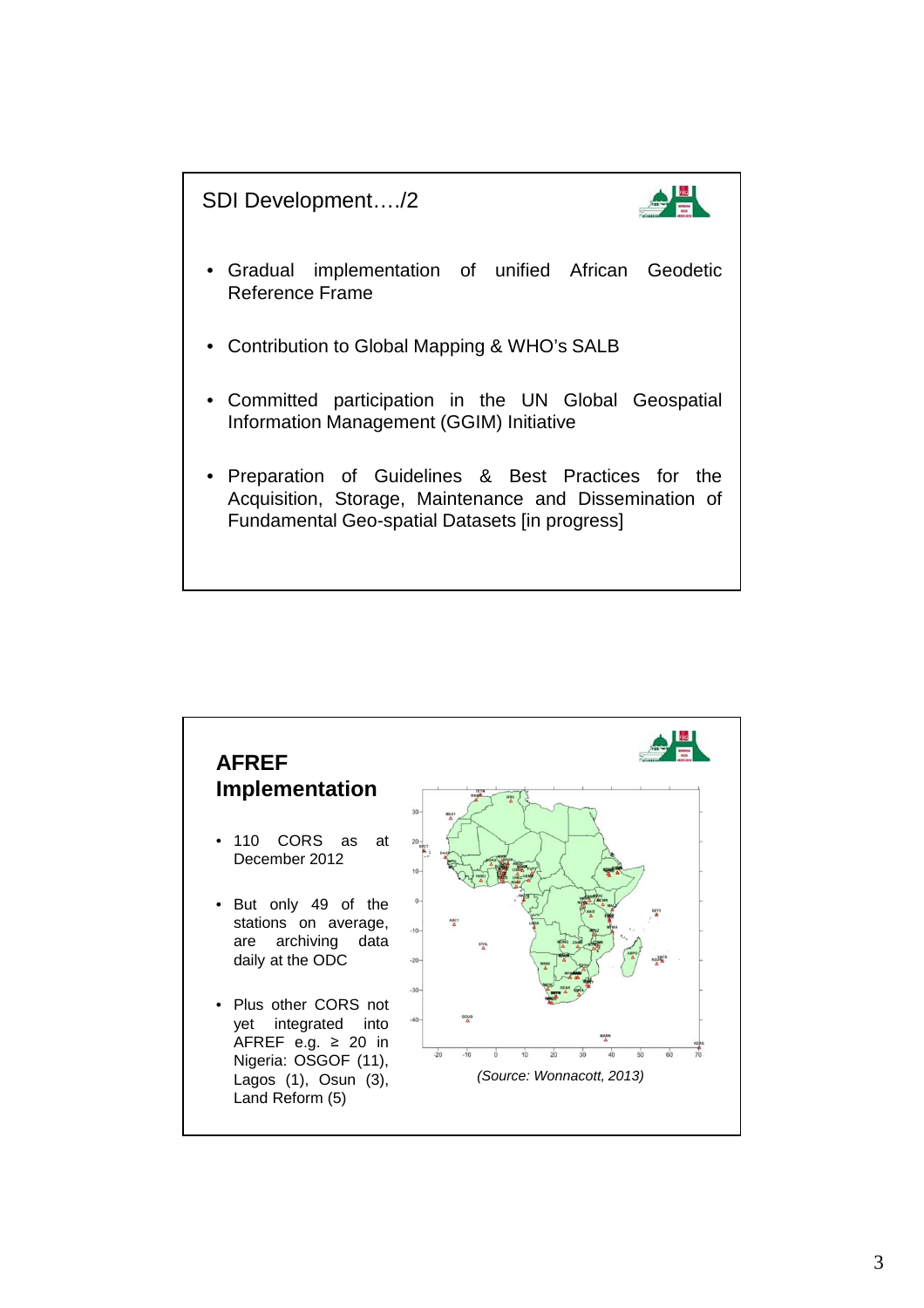## SDI Development…./2

- Gradual implementation of unified African Geodetic Reference Frame
- Contribution to Global Mapping & WHO's SALB
- Committed participation in the UN Global Geospatial Information Management (GGIM) Initiative
- Preparation of Guidelines & Best Practices for the Acquisition, Storage, Maintenance and Dissemination of Fundamental Geo-spatial Datasets [in progress]

## AFREF Implementation

- 110 CORS as at December 2012
- But only 49 of the stations on average, are archiving data daily at the ODC
- Plus other CORS not yet integrated into AFREF e.g. ≥ 20 in Nigeria: OSGOF (11), Lagos (1), Osun (3), Land Reform (5)

*(Source: Wonnacott, 2013)*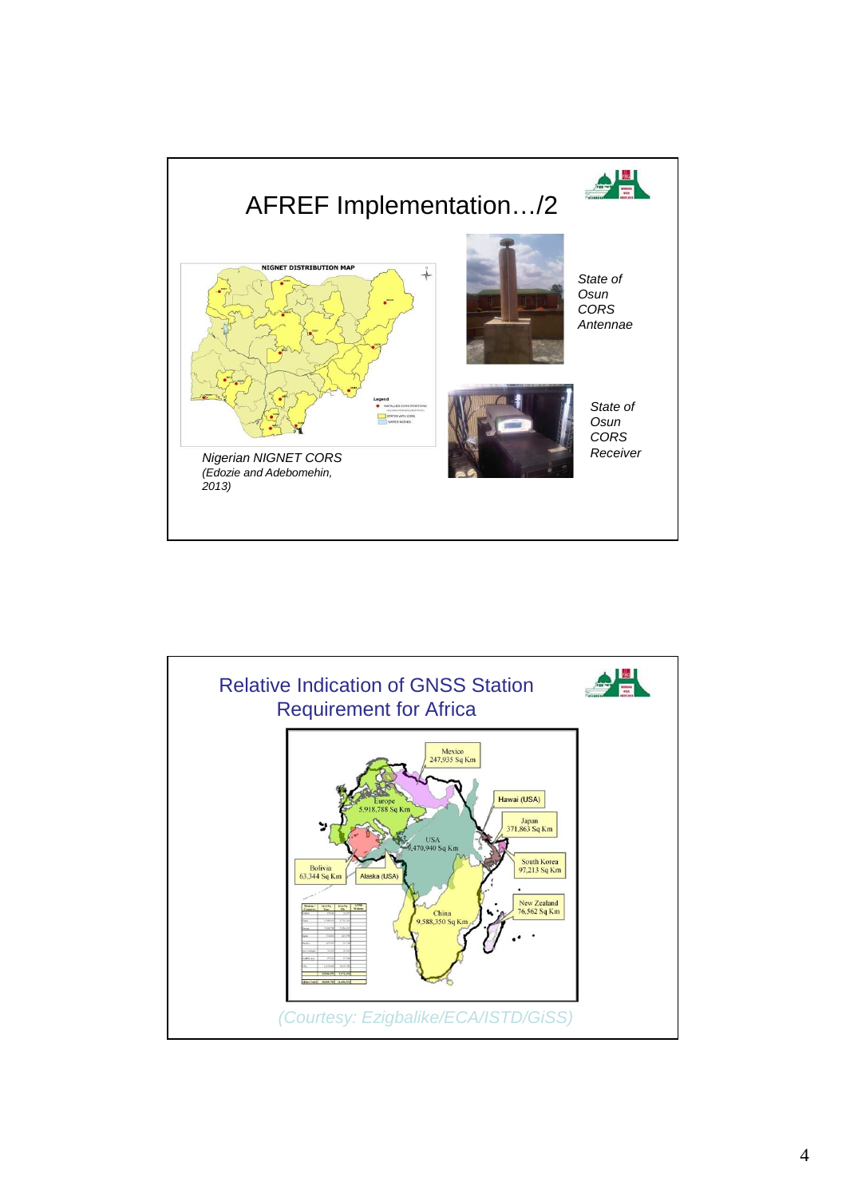# AFREF Implementation…/2

State of Osun CORS Antennae

State of Osun CORS Receiver

Nigerian NIGNET CORS (Edozie and Adebomehin, 2013)

# Relative Indication of GNSS Station Requirement for Africa

(Courtesy: Ezigbalike/ECA/ISTD/GiSS)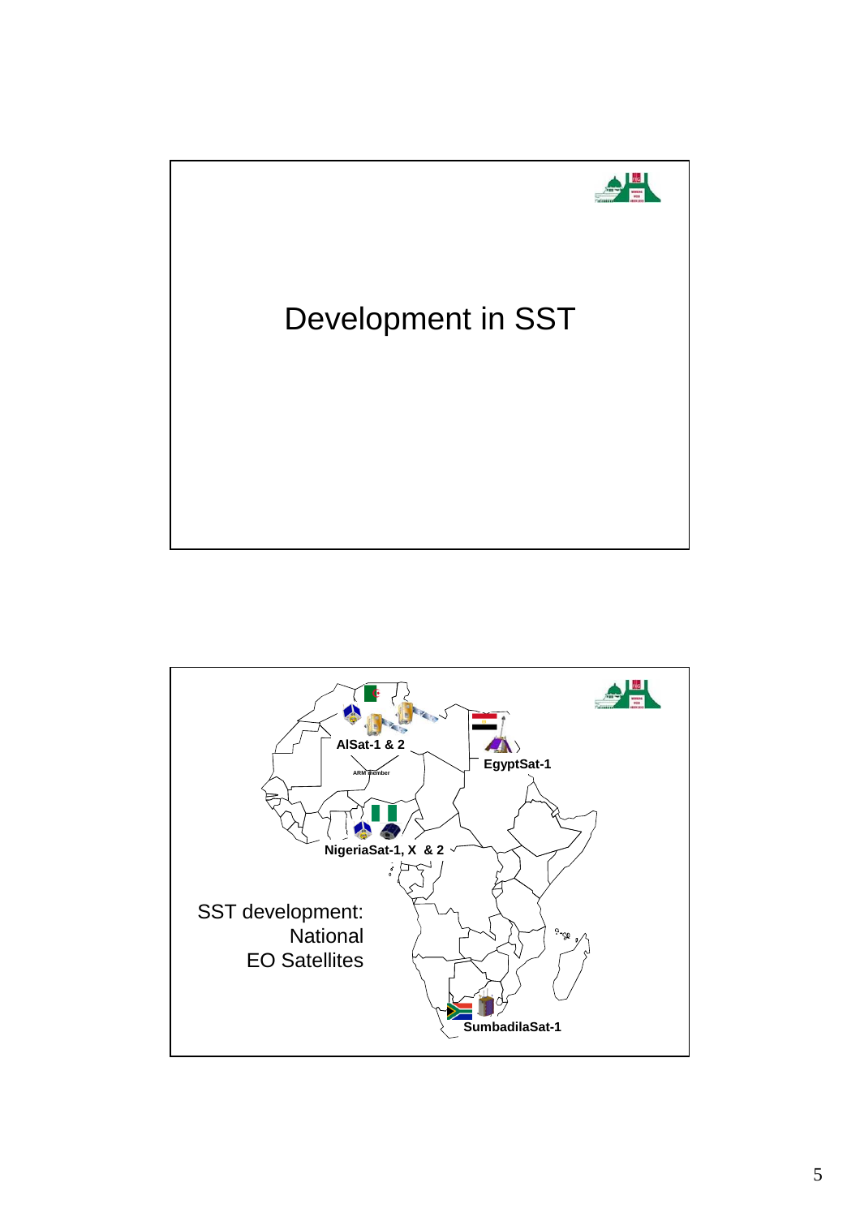# Development in SST

SST development: National EO Satellites

AlSat-1 & 2

ARM member

EgyptSat-1

NigeriaSat-1, X & 2

SumbadilaSat-1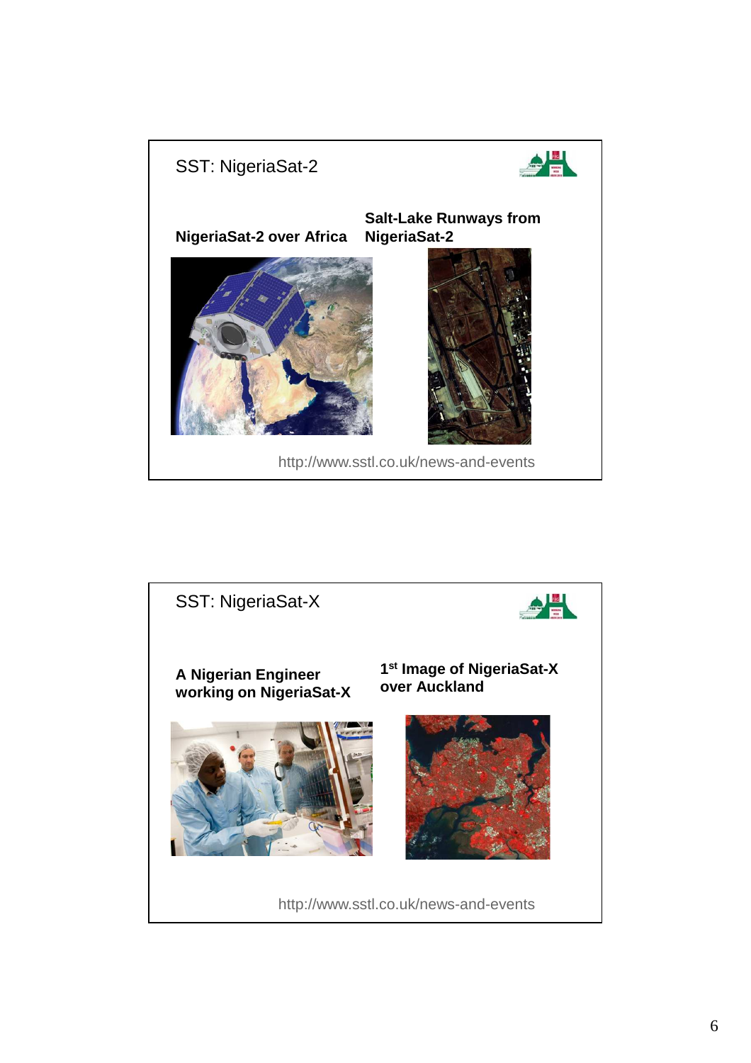## SST: NigeriaSat-2

**NigeriaSat-2 over Africa**

**Salt-Lake Runways from NigeriaSat-2**

http://www.sstl.co.uk/news-and-events

## SST: NigeriaSat-X

**A Nigerian Engineer working on NigeriaSat-X**

**1st Image of NigeriaSat-X over Auckland**

http://www.sstl.co.uk/news-and-events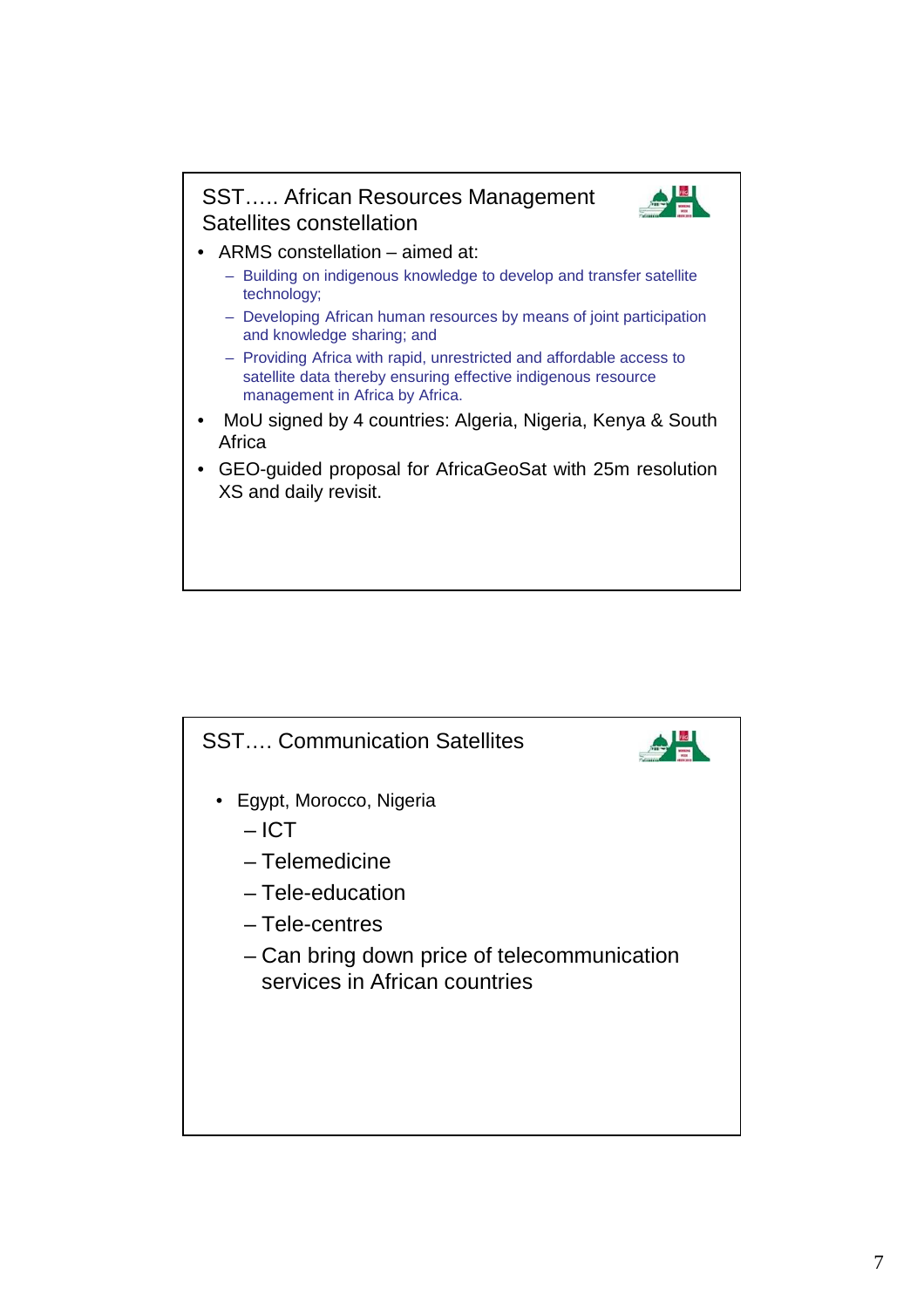## SST….. African Resources Management Satellites constellation

- ARMS constellation – aimed at:
  - Building on indigenous knowledge to develop and transfer satellite technology;
  - Developing African human resources by means of joint participation and knowledge sharing; and
  - Providing Africa with rapid, unrestricted and affordable access to satellite data thereby ensuring effective indigenous resource management in Africa by Africa.
- MoU signed by 4 countries: Algeria, Nigeria, Kenya & South Africa
- GEO-guided proposal for AfricaGeoSat with 25m resolution XS and daily revisit.

## SST…. Communication Satellites

- Egypt, Morocco, Nigeria
  - ICT
  - Telemedicine
  - Tele-education
  - Tele-centres
  - Can bring down price of telecommunication services in African countries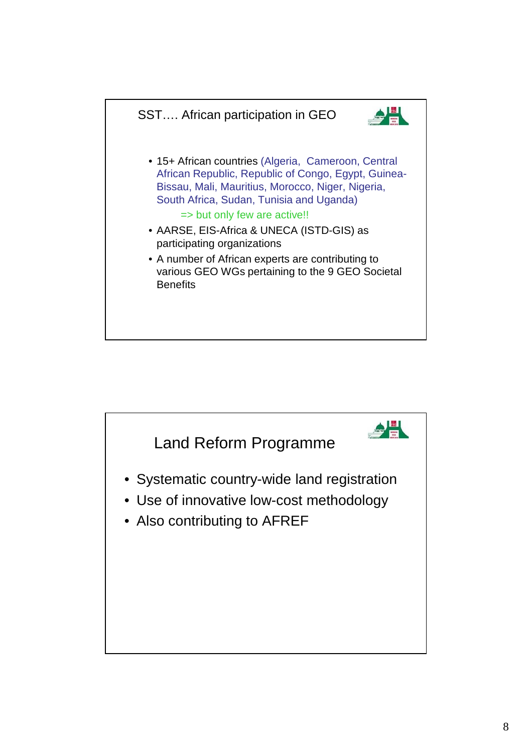## SST…. African participation in GEO

- 15+ African countries (Algeria, Cameroon, Central African Republic, Republic of Congo, Egypt, Guinea-Bissau, Mali, Mauritius, Morocco, Niger, Nigeria, South Africa, Sudan, Tunisia and Uganda)
  - => but only few are active!!
- AARSE, EIS-Africa & UNECA (ISTD-GIS) as participating organizations
- A number of African experts are contributing to various GEO WGs pertaining to the 9 GEO Societal Benefits

## Land Reform Programme

- Systematic country-wide land registration
- Use of innovative low-cost methodology
- Also contributing to AFREF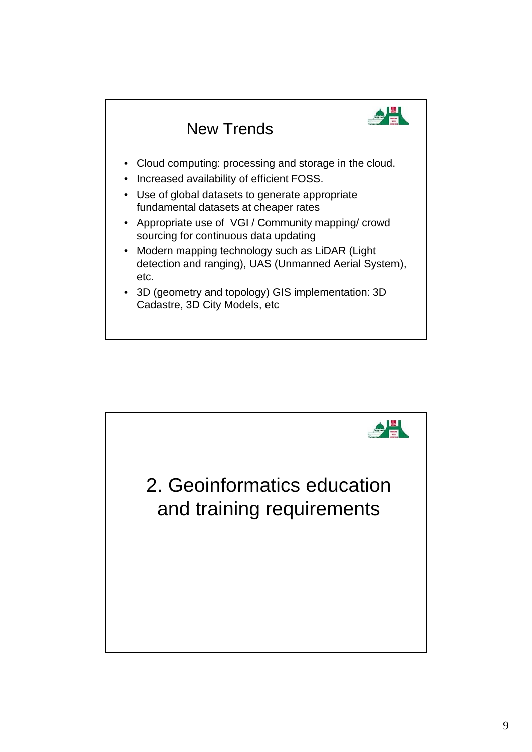## New Trends

- Cloud computing: processing and storage in the cloud.
- Increased availability of efficient FOSS.
- Use of global datasets to generate appropriate fundamental datasets at cheaper rates
- Appropriate use of VGI / Community mapping/ crowd sourcing for continuous data updating
- Modern mapping technology such as LiDAR (Light detection and ranging), UAS (Unmanned Aerial System), etc.
- 3D (geometry and topology) GIS implementation: 3D Cadastre, 3D City Models, etc

# 2. Geoinformatics education and training requirements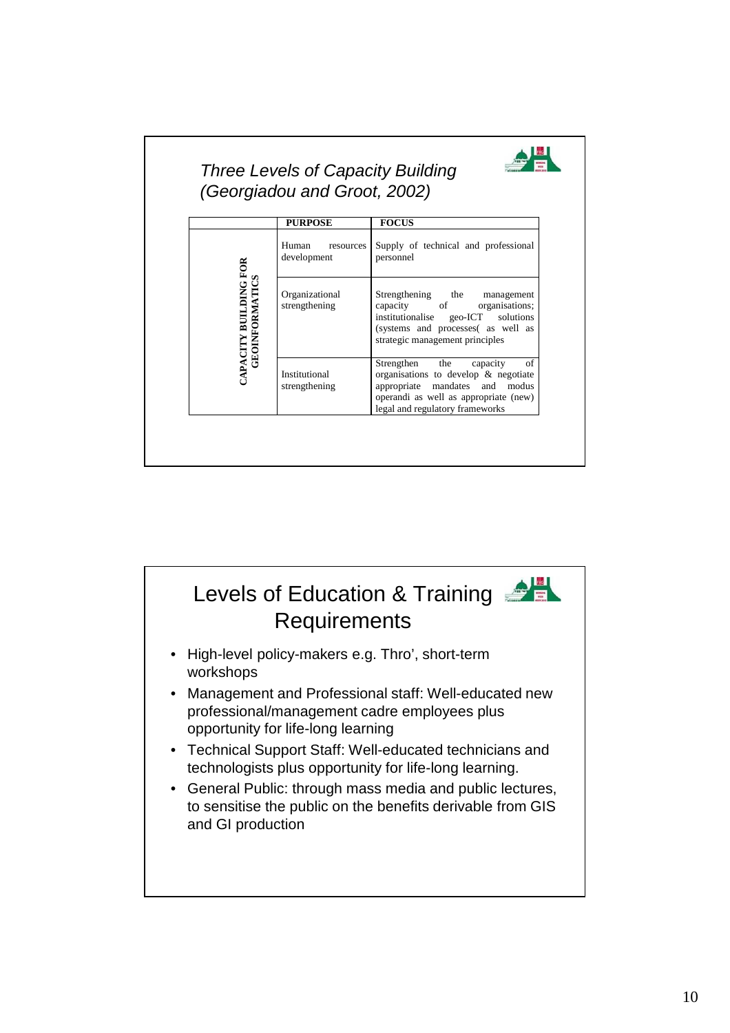## Three Levels of Capacity Building (Georgiadou and Groot, 2002)

| | PURPOSE | FOCUS |
|---|---|---|
| CAPACITY BUILDING FOR GEOINFORMATICS | Human resources development | Supply of technical and professional personnel |
| | Organizational strengthening | Strengthening the management capacity of organisations; institutionalise geo-ICT solutions (systems and processes( as well as strategic management principles |
| | Institutional strengthening | Strengthen the capacity of organisations to develop & negotiate appropriate mandates and modus operandi as well as appropriate (new) legal and regulatory frameworks |

## Levels of Education & Training Requirements

- High-level policy-makers e.g. Thro', short-term workshops
- Management and Professional staff: Well-educated new professional/management cadre employees plus opportunity for life-long learning
- Technical Support Staff: Well-educated technicians and technologists plus opportunity for life-long learning.
- General Public: through mass media and public lectures, to sensitise the public on the benefits derivable from GIS and GI production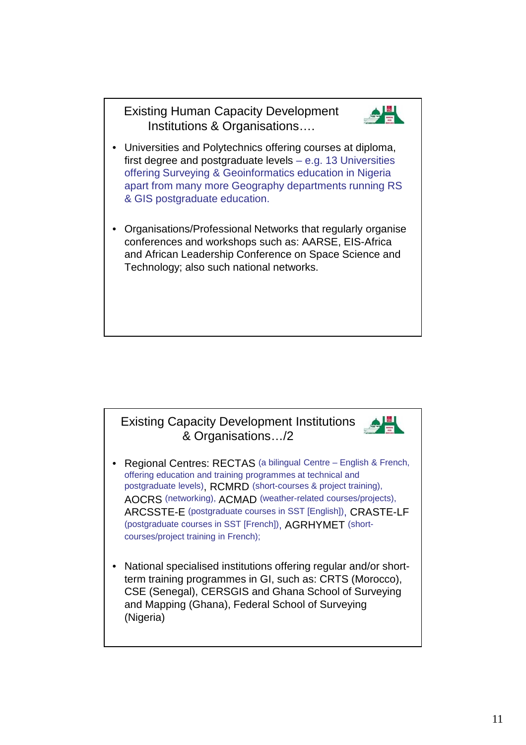## Existing Human Capacity Development Institutions & Organisations….

- Universities and Polytechnics offering courses at diploma, first degree and postgraduate levels – e.g. 13 Universities offering Surveying & Geoinformatics education in Nigeria apart from many more Geography departments running RS & GIS postgraduate education.
- Organisations/Professional Networks that regularly organise conferences and workshops such as: AARSE, EIS-Africa and African Leadership Conference on Space Science and Technology; also such national networks.

## Existing Capacity Development Institutions & Organisations…/2

- Regional Centres: RECTAS (a bilingual Centre – English & French, offering education and training programmes at technical and postgraduate levels), RCMRD (short-courses & project training), AOCRS (networking), ACMAD (weather-related courses/projects), ARCSSTE-E (postgraduate courses in SST [English]), CRASTE-LF (postgraduate courses in SST [French]), AGRHYMET (short-courses/project training in French);
- National specialised institutions offering regular and/or short-term training programmes in GI, such as: CRTS (Morocco), CSE (Senegal), CERSGIS and Ghana School of Surveying and Mapping (Ghana), Federal School of Surveying (Nigeria)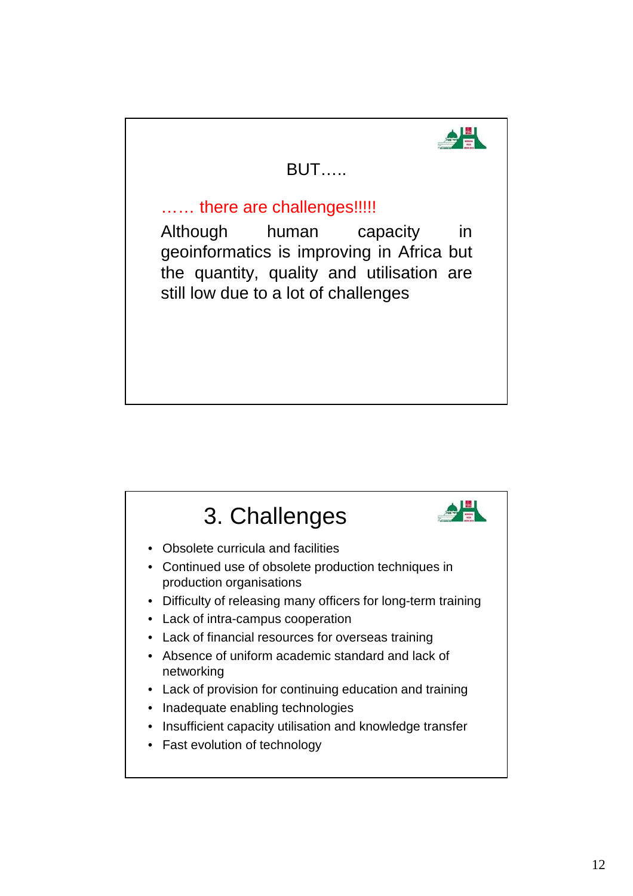BUT…..

…… there are challenges!!!!!

Although human capacity in geoinformatics is improving in Africa but the quantity, quality and utilisation are still low due to a lot of challenges

## 3. Challenges

- Obsolete curricula and facilities
- Continued use of obsolete production techniques in production organisations
- Difficulty of releasing many officers for long-term training
- Lack of intra-campus cooperation
- Lack of financial resources for overseas training
- Absence of uniform academic standard and lack of networking
- Lack of provision for continuing education and training
- Inadequate enabling technologies
- Insufficient capacity utilisation and knowledge transfer
- Fast evolution of technology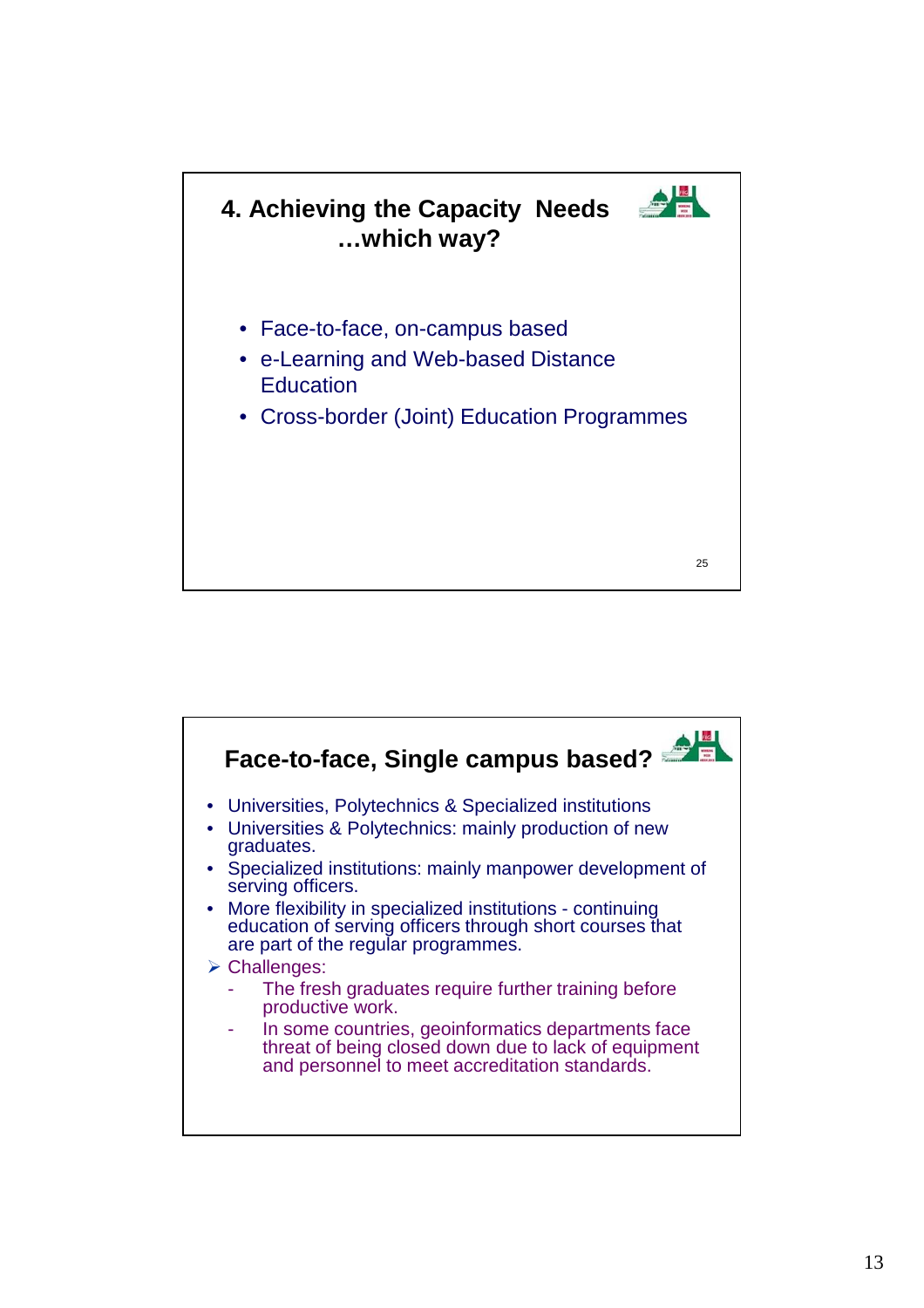## 4. Achieving the Capacity Needs …which way?

- Face-to-face, on-campus based
- e-Learning and Web-based Distance Education
- Cross-border (Joint) Education Programmes

## Face-to-face, Single campus based?

- Universities, Polytechnics & Specialized institutions
- Universities & Polytechnics: mainly production of new graduates.
- Specialized institutions: mainly manpower development of serving officers.
- More flexibility in specialized institutions - continuing education of serving officers through short courses that are part of the regular programmes.

➢ Challenges:
  - The fresh graduates require further training before productive work.
  - In some countries, geoinformatics departments face threat of being closed down due to lack of equipment and personnel to meet accreditation standards.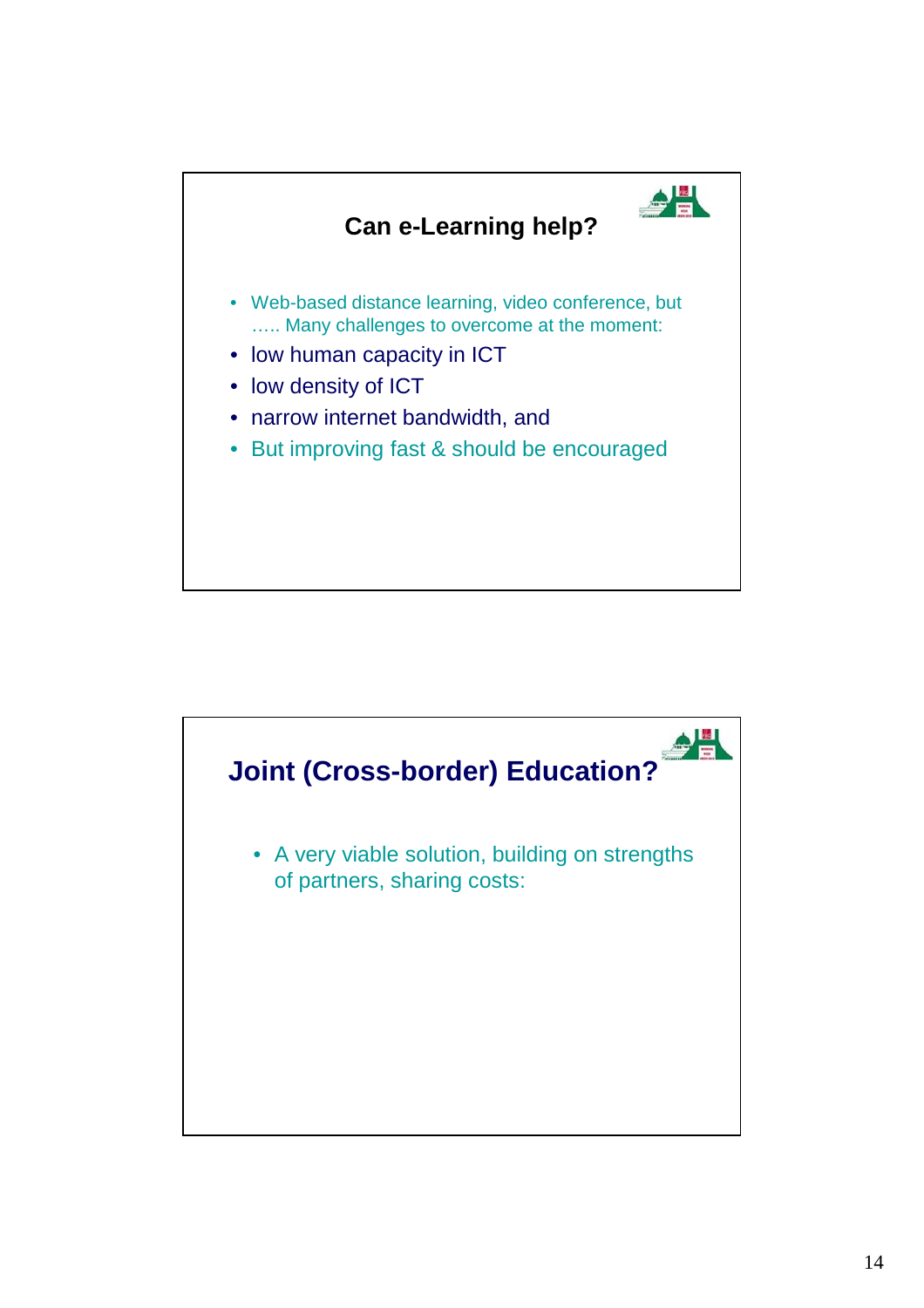## Can e-Learning help?

- Web-based distance learning, video conference, but ….. Many challenges to overcome at the moment:
- low human capacity in ICT
- low density of ICT
- narrow internet bandwidth, and
- But improving fast & should be encouraged

## Joint (Cross-border) Education?

- A very viable solution, building on strengths of partners, sharing costs: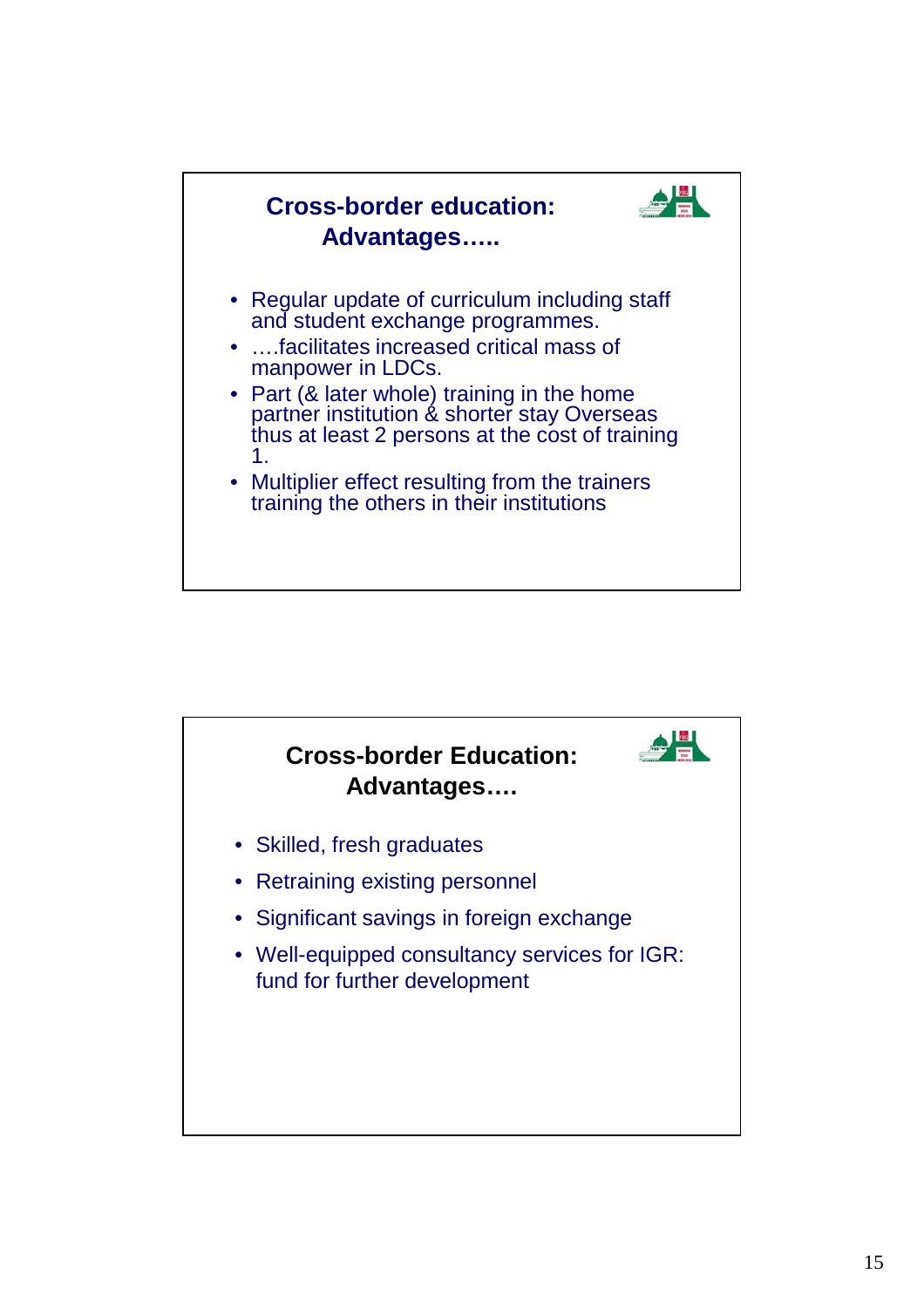## Cross-border education: Advantages…..

- Regular update of curriculum including staff and student exchange programmes.
- ….facilitates increased critical mass of manpower in LDCs.
- Part (& later whole) training in the home partner institution & shorter stay Overseas thus at least 2 persons at the cost of training 1.
- Multiplier effect resulting from the trainers training the others in their institutions

## Cross-border Education: Advantages….

- Skilled, fresh graduates
- Retraining existing personnel
- Significant savings in foreign exchange
- Well-equipped consultancy services for IGR: fund for further development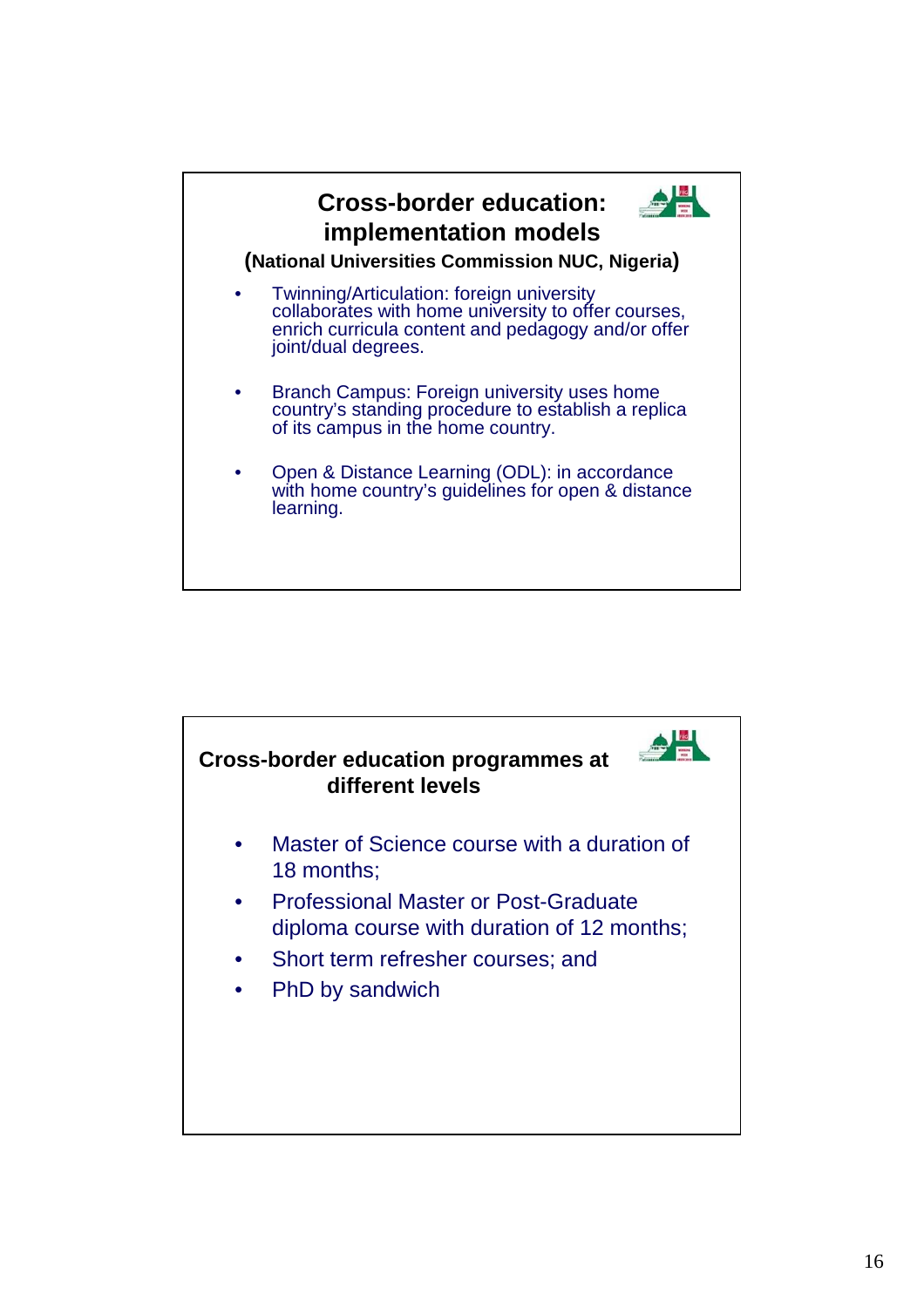## Cross-border education: implementation models

**(National Universities Commission NUC, Nigeria)**

- Twinning/Articulation: foreign university collaborates with home university to offer courses, enrich curricula content and pedagogy and/or offer joint/dual degrees.
- Branch Campus: Foreign university uses home country's standing procedure to establish a replica of its campus in the home country.
- Open & Distance Learning (ODL): in accordance with home country's guidelines for open & distance learning.

## Cross-border education programmes at different levels

- Master of Science course with a duration of 18 months;
- Professional Master or Post-Graduate diploma course with duration of 12 months;
- Short term refresher courses; and
- PhD by sandwich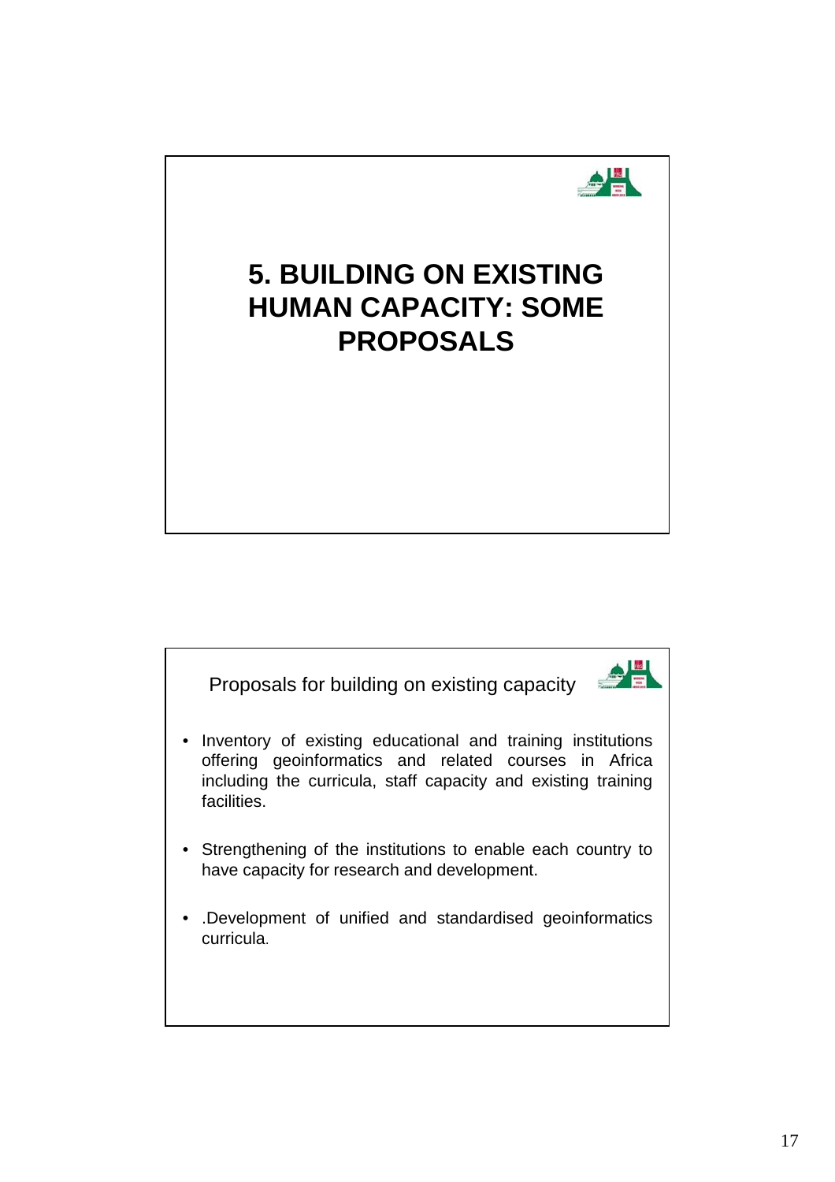# 5. BUILDING ON EXISTING HUMAN CAPACITY: SOME PROPOSALS

## Proposals for building on existing capacity

- Inventory of existing educational and training institutions offering geoinformatics and related courses in Africa including the curricula, staff capacity and existing training facilities.
- Strengthening of the institutions to enable each country to have capacity for research and development.
- .Development of unified and standardised geoinformatics curricula.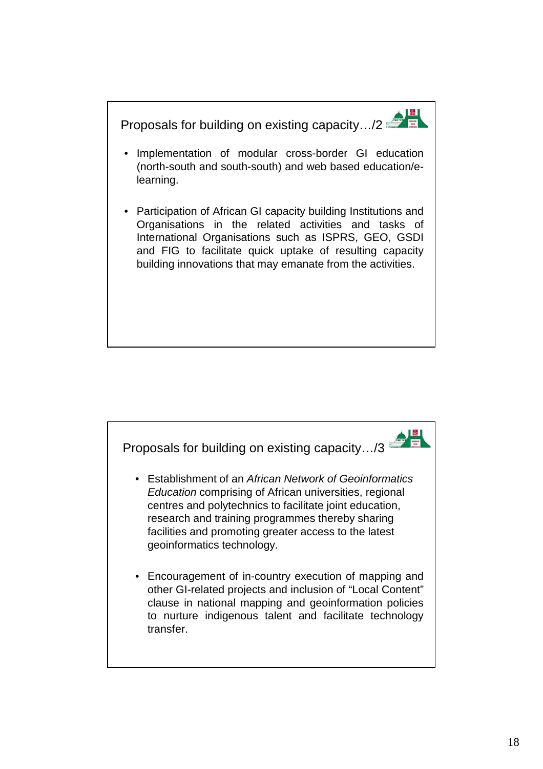## Proposals for building on existing capacity…/2

- Implementation of modular cross-border GI education (north-south and south-south) and web based education/e-learning.
- Participation of African GI capacity building Institutions and Organisations in the related activities and tasks of International Organisations such as ISPRS, GEO, GSDI and FIG to facilitate quick uptake of resulting capacity building innovations that may emanate from the activities.

## Proposals for building on existing capacity…/3

- Establishment of an *African Network of Geoinformatics Education* comprising of African universities, regional centres and polytechnics to facilitate joint education, research and training programmes thereby sharing facilities and promoting greater access to the latest geoinformatics technology.
- Encouragement of in-country execution of mapping and other GI-related projects and inclusion of "Local Content" clause in national mapping and geoinformation policies to nurture indigenous talent and facilitate technology transfer.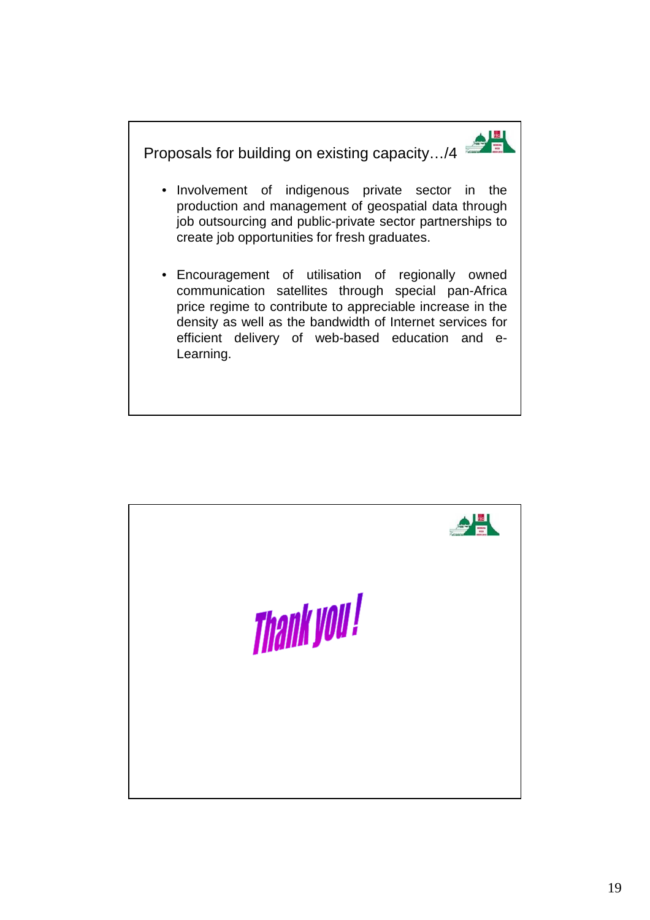## Proposals for building on existing capacity…/4

- Involvement of indigenous private sector in the production and management of geospatial data through job outsourcing and public-private sector partnerships to create job opportunities for fresh graduates.

- Encouragement of utilisation of regionally owned communication satellites through special pan-Africa price regime to contribute to appreciable increase in the density as well as the bandwidth of Internet services for efficient delivery of web-based education and e-Learning.

---

*Thank you !*